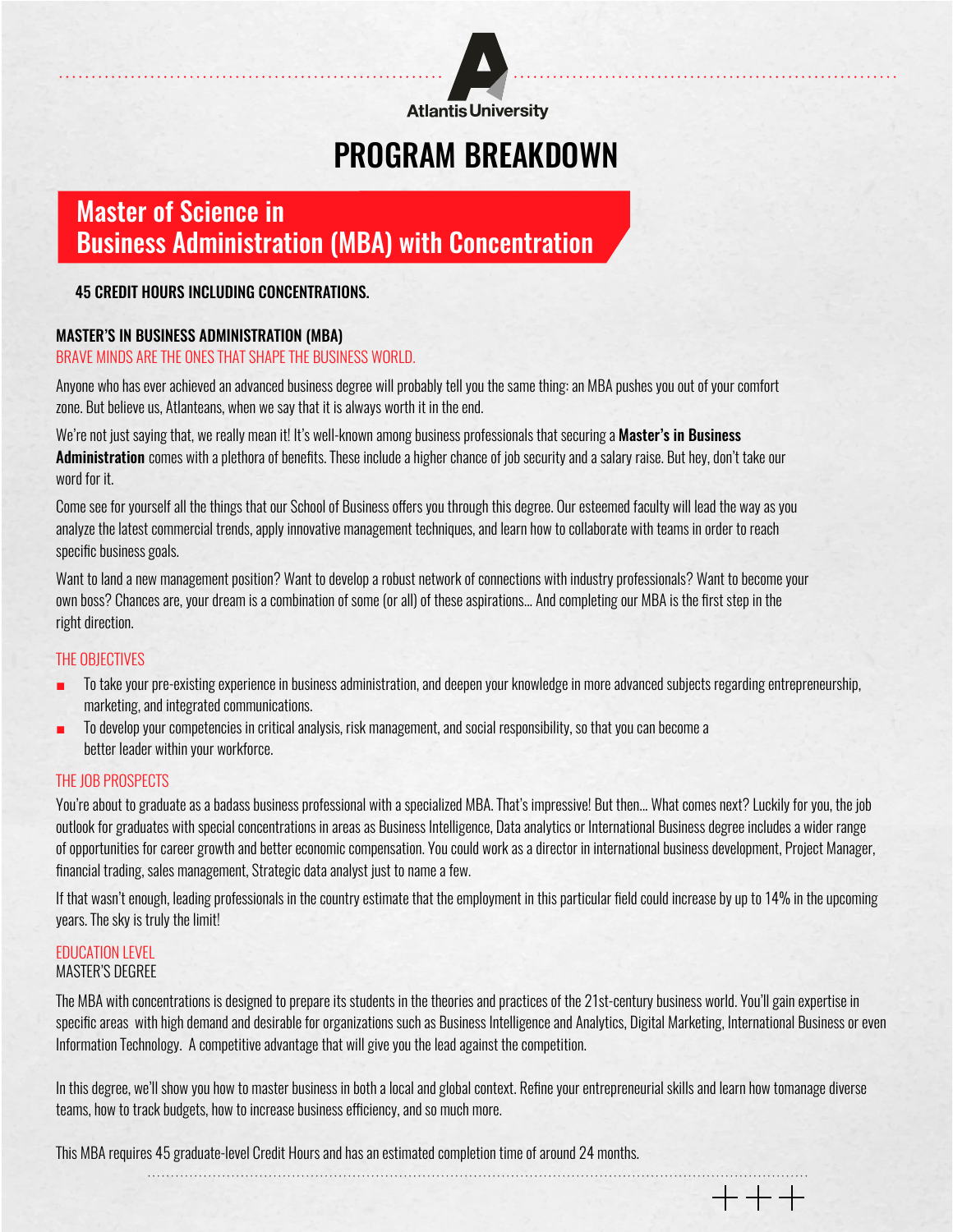Atlantis University

# PROGRAM BREAKDOWN

## Master of Science in Business Administration (MBA) with Concentration

**45 CREDIT HOURS INCLUDING CONCENTRATIONS.**

### MASTER'S IN BUSINESS ADMINISTRATION (MBA)

BRAVE MINDS ARE THE ONES THAT SHAPE THE BUSINESS WORLD.

Anyone who has ever achieved an advanced business degree will probably tell you the same thing: an MBA pushes you out of your comfort zone. But believe us, Atlanteans, when we say that it is always worth it in the end.

We're not just saying that, we really mean it! It's well-known among business professionals that securing a **Master's in Business Administration** comes with a plethora of benefits. These include a higher chance of job security and a salary raise. But hey, don't take our word for it.

Come see for yourself all the things that our School of Business offers you through this degree. Our esteemed faculty will lead the way as you analyze the latest commercial trends, apply innovative management techniques, and learn how to collaborate with teams in order to reach specific business goals.

Want to land a new management position? Want to develop a robust network of connections with industry professionals? Want to become your own boss? Chances are, your dream is a combination of some (or all) of these aspirations... And completing our MBA is the first step in the right direction.

### THE OBJECTIVES

- To take your pre-existing experience in business administration, and deepen your knowledge in more advanced subjects regarding entrepreneurship, marketing, and integrated communications.
- To develop your competencies in critical analysis, risk management, and social responsibility, so that you can become a better leader within your workforce.

### THE JOB PROSPECTS

You're about to graduate as a badass business professional with a specialized MBA. That's impressive! But then... What comes next? Luckily for you, the job outlook for graduates with special concentrations in areas as Business Intelligence, Data analytics or International Business degree includes a wider range of opportunities for career growth and better economic compensation. You could work as a director in international business development, Project Manager, financial trading, sales management, Strategic data analyst just to name a few.

If that wasn't enough, leading professionals in the country estimate that the employment in this particular field could increase by up to 14% in the upcoming years. The sky is truly the limit!

### EDUCATION LEVEL

MASTER'S DEGREE

The MBA with concentrations is designed to prepare its students in the theories and practices of the 21st-century business world. You'll gain expertise in specific areas with high demand and desirable for organizations such as Business Intelligence and Analytics, Digital Marketing, International Business or even Information Technology. A competitive advantage that will give you the lead against the competition.

In this degree, we'll show you how to master business in both a local and global context. Refine your entrepreneurial skills and learn how tomanage diverse teams, how to track budgets, how to increase business efficiency, and so much more.

This MBA requires 45 graduate-level Credit Hours and has an estimated completion time of around 24 months.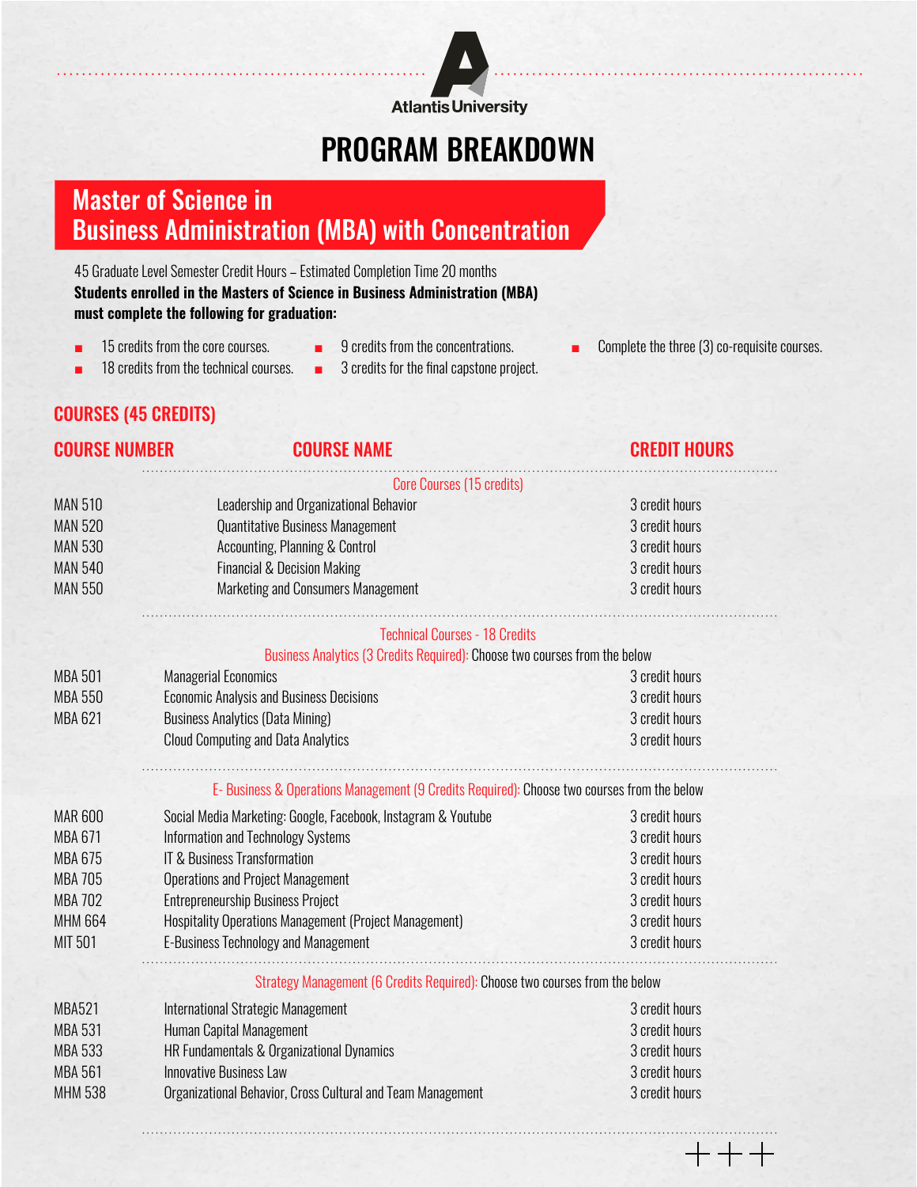Atlantis University

# PROGRAM BREAKDOWN

## Master of Science in Business Administration (MBA) with Concentration

45 Graduate Level Semester Credit Hours – Estimated Completion Time 20 months

**Students enrolled in the Masters of Science in Business Administration (MBA) must complete the following for graduation:**

- 15 credits from the core courses.
- 18 credits from the technical courses.
- 9 credits from the concentrations.
- 3 credits for the final capstone project.
- Complete the three (3) co-requisite courses.

## COURSES (45 CREDITS)

| COURSE NUMBER | COURSE NAME | CREDIT HOURS |
|---|---|---|
| | **Core Courses (15 credits)** | |
| MAN 510 | Leadership and Organizational Behavior | 3 credit hours |
| MAN 520 | Quantitative Business Management | 3 credit hours |
| MAN 530 | Accounting, Planning & Control | 3 credit hours |
| MAN 540 | Financial & Decision Making | 3 credit hours |
| MAN 550 | Marketing and Consumers Management | 3 credit hours |
| | **Technical Courses - 18 Credits** | |
| | **Business Analytics (3 Credits Required):** Choose two courses from the below | |
| MBA 501 | Managerial Economics | 3 credit hours |
| MBA 550 | Economic Analysis and Business Decisions | 3 credit hours |
| MBA 621 | Business Analytics (Data Mining) | 3 credit hours |
| | Cloud Computing and Data Analytics | 3 credit hours |
| | **E- Business & Operations Management (9 Credits Required):** Choose two courses from the below | |
| MAR 600 | Social Media Marketing: Google, Facebook, Instagram & Youtube | 3 credit hours |
| MBA 671 | Information and Technology Systems | 3 credit hours |
| MBA 675 | IT & Business Transformation | 3 credit hours |
| MBA 705 | Operations and Project Management | 3 credit hours |
| MBA 702 | Entrepreneurship Business Project | 3 credit hours |
| MHM 664 | Hospitality Operations Management (Project Management) | 3 credit hours |
| MIT 501 | E-Business Technology and Management | 3 credit hours |
| | **Strategy Management (6 Credits Required):** Choose two courses from the below | |
| MBA521 | International Strategic Management | 3 credit hours |
| MBA 531 | Human Capital Management | 3 credit hours |
| MBA 533 | HR Fundamentals & Organizational Dynamics | 3 credit hours |
| MBA 561 | Innovative Business Law | 3 credit hours |
| MHM 538 | Organizational Behavior, Cross Cultural and Team Management | 3 credit hours |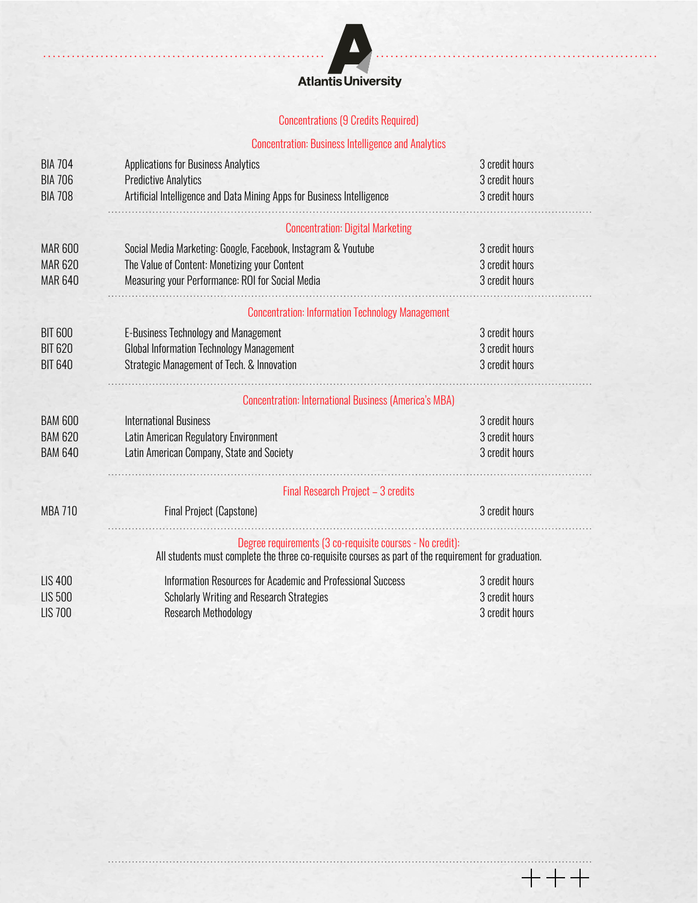## Concentrations (9 Credits Required)

### Concentration: Business Intelligence and Analytics

| | | |
|---|---|---|
| BIA 704 | Applications for Business Analytics | 3 credit hours |
| BIA 706 | Predictive Analytics | 3 credit hours |
| BIA 708 | Artificial Intelligence and Data Mining Apps for Business Intelligence | 3 credit hours |

### Concentration: Digital Marketing

| | | |
|---|---|---|
| MAR 600 | Social Media Marketing: Google, Facebook, Instagram & Youtube | 3 credit hours |
| MAR 620 | The Value of Content: Monetizing your Content | 3 credit hours |
| MAR 640 | Measuring your Performance: ROI for Social Media | 3 credit hours |

### Concentration: Information Technology Management

| | | |
|---|---|---|
| BIT 600 | E-Business Technology and Management | 3 credit hours |
| BIT 620 | Global Information Technology Management | 3 credit hours |
| BIT 640 | Strategic Management of Tech. & Innovation | 3 credit hours |

### Concentration: International Business (America's MBA)

| | | |
|---|---|---|
| BAM 600 | International Business | 3 credit hours |
| BAM 620 | Latin American Regulatory Environment | 3 credit hours |
| BAM 640 | Latin American Company, State and Society | 3 credit hours |

### Final Research Project – 3 credits

| | | |
|---|---|---|
| MBA 710 | Final Project (Capstone) | 3 credit hours |

### Degree requirements (3 co-requisite courses - No credit):

All students must complete the three co-requisite courses as part of the requirement for graduation.

| | | |
|---|---|---|
| LIS 400 | Information Resources for Academic and Professional Success | 3 credit hours |
| LIS 500 | Scholarly Writing and Research Strategies | 3 credit hours |
| LIS 700 | Research Methodology | 3 credit hours |